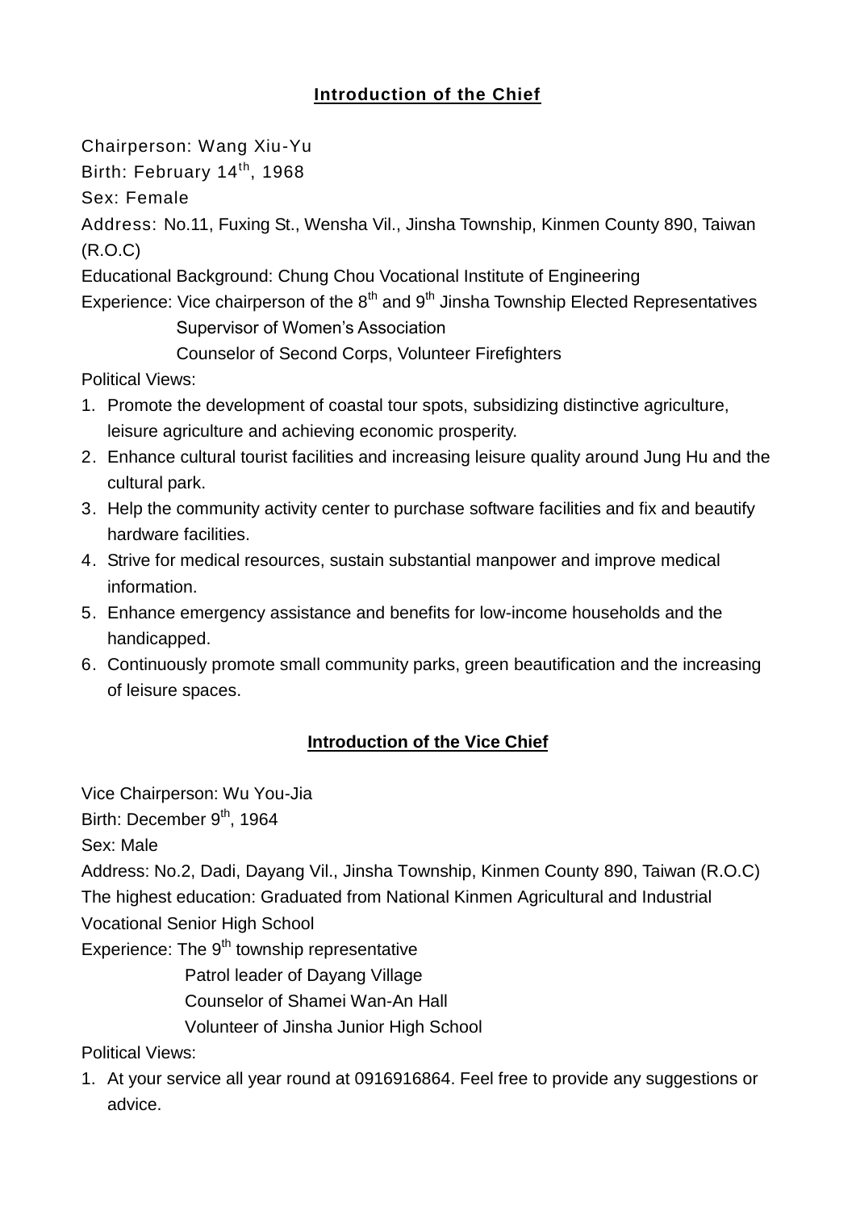## Introduction of the Chief

Chairperson: Wang Xiu-Yu

Birth: February 14th, 1968

Sex: Female

Address: No.11, Fuxing St., Wensha Vil., Jinsha Township, Kinmen County 890, Taiwan (R.O.C)

Educational Background: Chung Chou Vocational Institute of Engineering

Experience: Vice chairperson of the 8th and 9th Jinsha Township Elected Representatives
Supervisor of Women's Association
Counselor of Second Corps, Volunteer Firefighters

Political Views:

1. Promote the development of coastal tour spots, subsidizing distinctive agriculture, leisure agriculture and achieving economic prosperity.
2. Enhance cultural tourist facilities and increasing leisure quality around Jung Hu and the cultural park.
3. Help the community activity center to purchase software facilities and fix and beautify hardware facilities.
4. Strive for medical resources, sustain substantial manpower and improve medical information.
5. Enhance emergency assistance and benefits for low-income households and the handicapped.
6. Continuously promote small community parks, green beautification and the increasing of leisure spaces.

## Introduction of the Vice Chief

Vice Chairperson: Wu You-Jia

Birth: December 9th, 1964

Sex: Male

Address: No.2, Dadi, Dayang Vil., Jinsha Township, Kinmen County 890, Taiwan (R.O.C)

The highest education: Graduated from National Kinmen Agricultural and Industrial Vocational Senior High School

Experience: The 9th township representative
Patrol leader of Dayang Village
Counselor of Shamei Wan-An Hall
Volunteer of Jinsha Junior High School

Political Views:

1. At your service all year round at 0916916864. Feel free to provide any suggestions or advice.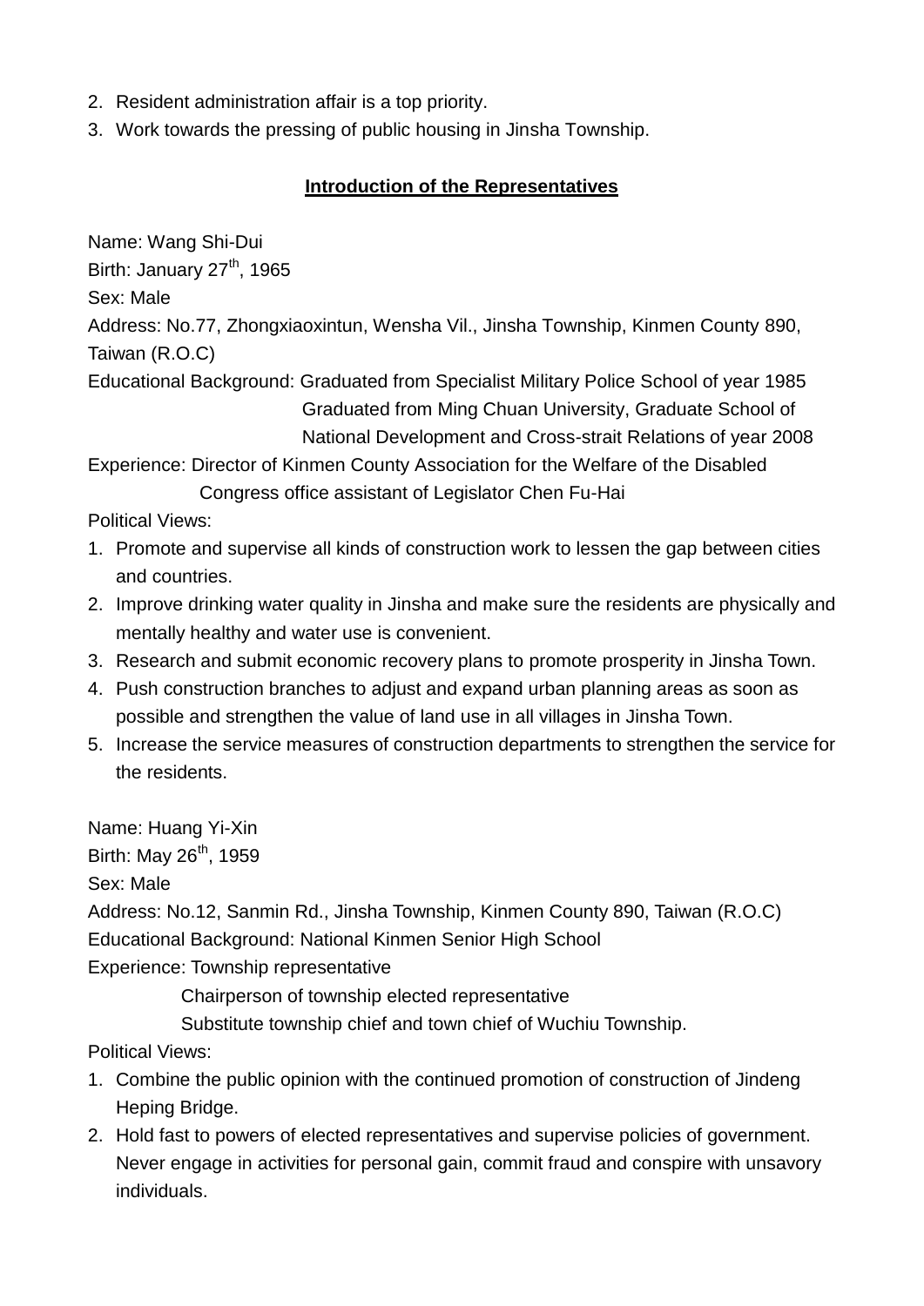2. Resident administration affair is a top priority.
3. Work towards the pressing of public housing in Jinsha Township.

## Introduction of the Representatives

Name: Wang Shi-Dui

Birth: January 27th, 1965

Sex: Male

Address: No.77, Zhongxiaoxintun, Wensha Vil., Jinsha Township, Kinmen County 890, Taiwan (R.O.C)

Educational Background: Graduated from Specialist Military Police School of year 1985
Graduated from Ming Chuan University, Graduate School of National Development and Cross-strait Relations of year 2008

Experience: Director of Kinmen County Association for the Welfare of the Disabled
Congress office assistant of Legislator Chen Fu-Hai

Political Views:

1. Promote and supervise all kinds of construction work to lessen the gap between cities and countries.
2. Improve drinking water quality in Jinsha and make sure the residents are physically and mentally healthy and water use is convenient.
3. Research and submit economic recovery plans to promote prosperity in Jinsha Town.
4. Push construction branches to adjust and expand urban planning areas as soon as possible and strengthen the value of land use in all villages in Jinsha Town.
5. Increase the service measures of construction departments to strengthen the service for the residents.

Name: Huang Yi-Xin

Birth: May 26th, 1959

Sex: Male

Address: No.12, Sanmin Rd., Jinsha Township, Kinmen County 890, Taiwan (R.O.C)

Educational Background: National Kinmen Senior High School

Experience: Township representative
Chairperson of township elected representative
Substitute township chief and town chief of Wuchiu Township.

Political Views:

1. Combine the public opinion with the continued promotion of construction of Jindeng Heping Bridge.
2. Hold fast to powers of elected representatives and supervise policies of government. Never engage in activities for personal gain, commit fraud and conspire with unsavory individuals.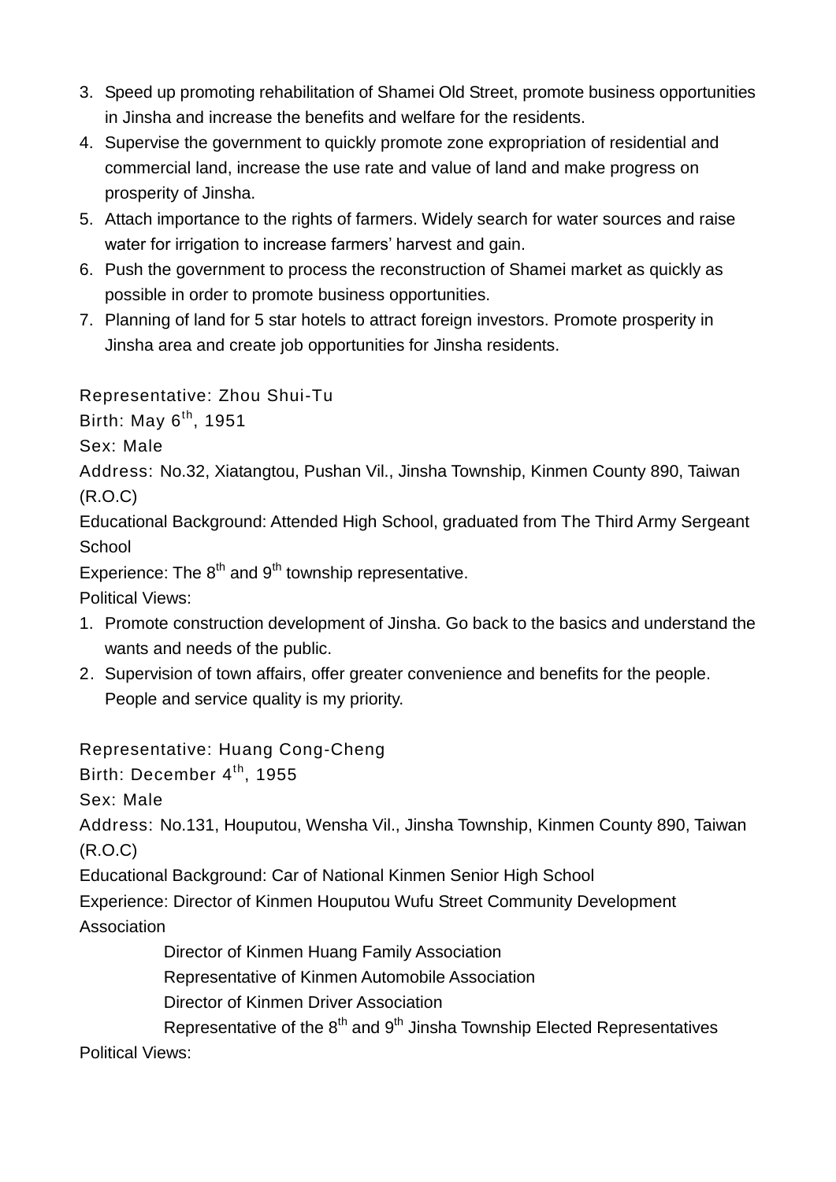3. Speed up promoting rehabilitation of Shamei Old Street, promote business opportunities in Jinsha and increase the benefits and welfare for the residents.
4. Supervise the government to quickly promote zone expropriation of residential and commercial land, increase the use rate and value of land and make progress on prosperity of Jinsha.
5. Attach importance to the rights of farmers. Widely search for water sources and raise water for irrigation to increase farmers' harvest and gain.
6. Push the government to process the reconstruction of Shamei market as quickly as possible in order to promote business opportunities.
7. Planning of land for 5 star hotels to attract foreign investors. Promote prosperity in Jinsha area and create job opportunities for Jinsha residents.

Representative: Zhou Shui-Tu
Birth: May 6th, 1951
Sex: Male
Address: No.32, Xiatangtou, Pushan Vil., Jinsha Township, Kinmen County 890, Taiwan (R.O.C)
Educational Background: Attended High School, graduated from The Third Army Sergeant School
Experience: The 8th and 9th township representative.
Political Views:

1. Promote construction development of Jinsha. Go back to the basics and understand the wants and needs of the public.
2. Supervision of town affairs, offer greater convenience and benefits for the people. People and service quality is my priority.

Representative: Huang Cong-Cheng
Birth: December 4th, 1955
Sex: Male
Address: No.131, Houputou, Wensha Vil., Jinsha Township, Kinmen County 890, Taiwan (R.O.C)
Educational Background: Car of National Kinmen Senior High School
Experience: Director of Kinmen Houputou Wufu Street Community Development Association
Director of Kinmen Huang Family Association
Representative of Kinmen Automobile Association
Director of Kinmen Driver Association
Representative of the 8th and 9th Jinsha Township Elected Representatives
Political Views: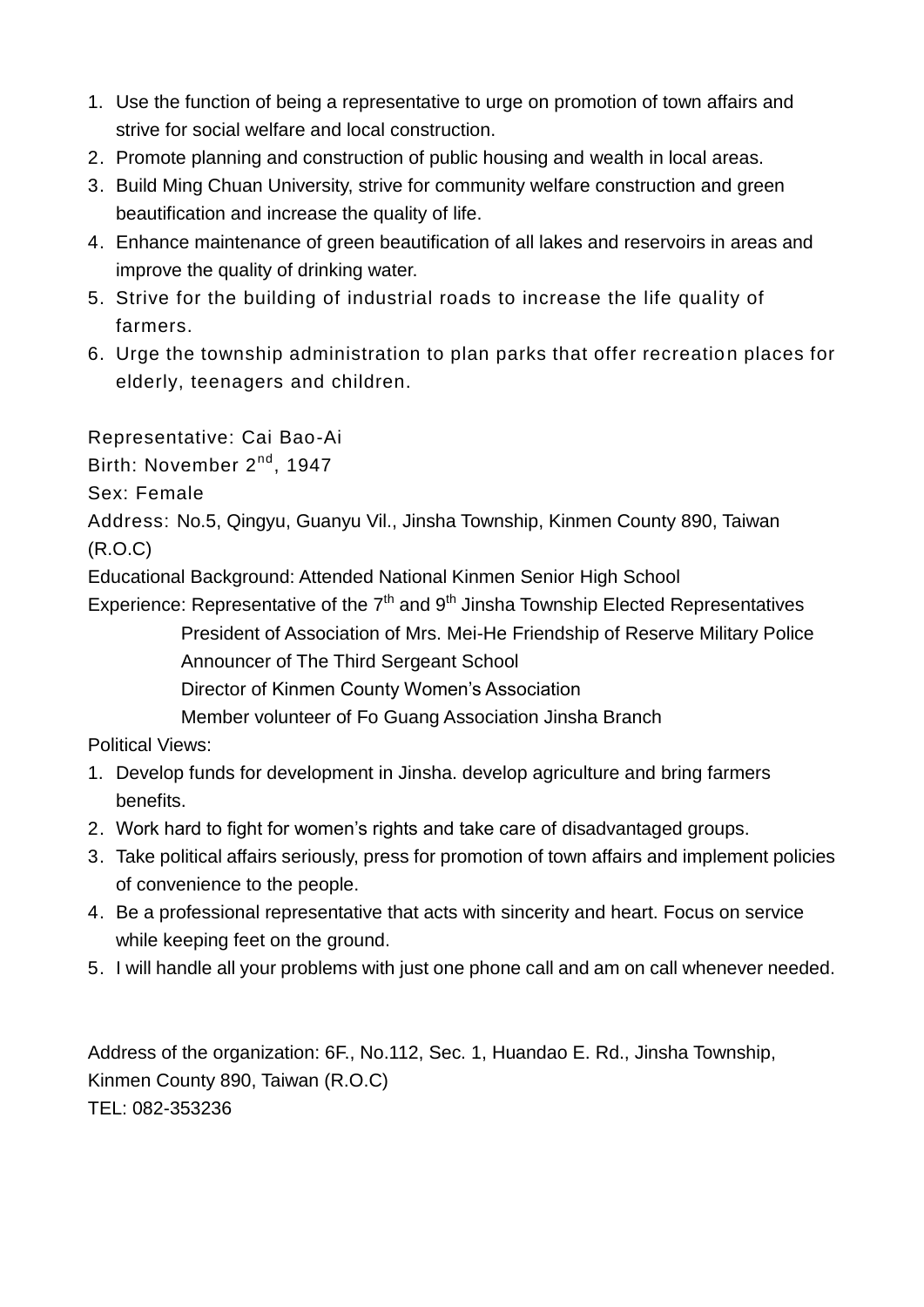1. Use the function of being a representative to urge on promotion of town affairs and strive for social welfare and local construction.
2. Promote planning and construction of public housing and wealth in local areas.
3. Build Ming Chuan University, strive for community welfare construction and green beautification and increase the quality of life.
4. Enhance maintenance of green beautification of all lakes and reservoirs in areas and improve the quality of drinking water.
5. Strive for the building of industrial roads to increase the life quality of farmers.
6. Urge the township administration to plan parks that offer recreation places for elderly, teenagers and children.

Representative: Cai Bao-Ai

Birth: November 2nd, 1947

Sex: Female

Address: No.5, Qingyu, Guanyu Vil., Jinsha Township, Kinmen County 890, Taiwan (R.O.C)

Educational Background: Attended National Kinmen Senior High School

Experience: Representative of the 7th and 9th Jinsha Township Elected Representatives

President of Association of Mrs. Mei-He Friendship of Reserve Military Police

Announcer of The Third Sergeant School

Director of Kinmen County Women's Association

Member volunteer of Fo Guang Association Jinsha Branch

Political Views:

1. Develop funds for development in Jinsha. develop agriculture and bring farmers benefits.
2. Work hard to fight for women's rights and take care of disadvantaged groups.
3. Take political affairs seriously, press for promotion of town affairs and implement policies of convenience to the people.
4. Be a professional representative that acts with sincerity and heart. Focus on service while keeping feet on the ground.
5. I will handle all your problems with just one phone call and am on call whenever needed.

Address of the organization: 6F., No.112, Sec. 1, Huandao E. Rd., Jinsha Township, Kinmen County 890, Taiwan (R.O.C)

TEL: 082-353236